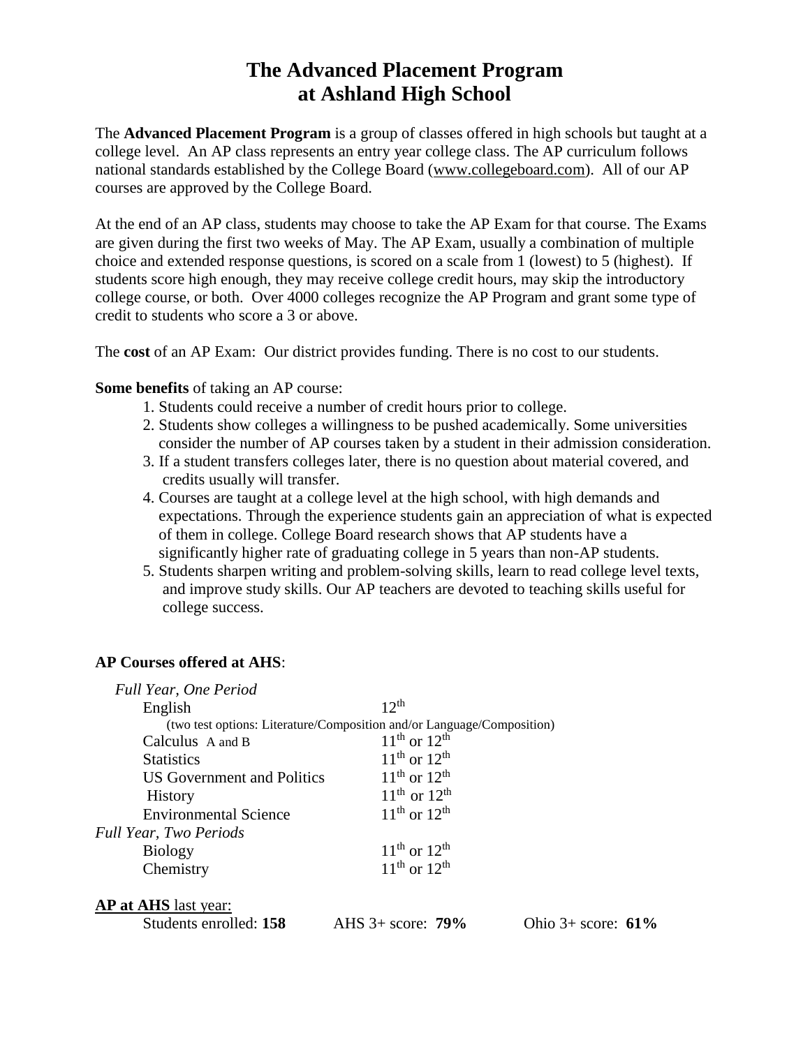# The Advanced Placement Program at Ashland High School

The **Advanced Placement Program** is a group of classes offered in high schools but taught at a college level. An AP class represents an entry year college class. The AP curriculum follows national standards established by the College Board (www.collegeboard.com). All of our AP courses are approved by the College Board.

At the end of an AP class, students may choose to take the AP Exam for that course. The Exams are given during the first two weeks of May. The AP Exam, usually a combination of multiple choice and extended response questions, is scored on a scale from 1 (lowest) to 5 (highest). If students score high enough, they may receive college credit hours, may skip the introductory college course, or both. Over 4000 colleges recognize the AP Program and grant some type of credit to students who score a 3 or above.

The **cost** of an AP Exam: Our district provides funding. There is no cost to our students.

**Some benefits** of taking an AP course:

1. Students could receive a number of credit hours prior to college.
2. Students show colleges a willingness to be pushed academically. Some universities consider the number of AP courses taken by a student in their admission consideration.
3. If a student transfers colleges later, there is no question about material covered, and credits usually will transfer.
4. Courses are taught at a college level at the high school, with high demands and expectations. Through the experience students gain an appreciation of what is expected of them in college. College Board research shows that AP students have a significantly higher rate of graduating college in 5 years than non-AP students.
5. Students sharpen writing and problem-solving skills, learn to read college level texts, and improve study skills. Our AP teachers are devoted to teaching skills useful for college success.

**AP Courses offered at AHS**:

| Course | Grade |
|---|---|
| *Full Year, One Period* | |
| English | 12th |
| (two test options: Literature/Composition and/or Language/Composition) | |
| Calculus A and B | 11th or 12th |
| Statistics | 11th or 12th |
| US Government and Politics | 11th or 12th |
| History | 11th or 12th |
| Environmental Science | 11th or 12th |
| *Full Year, Two Periods* | |
| Biology | 11th or 12th |
| Chemistry | 11th or 12th |

**AP at AHS** last year:

Students enrolled: **158** AHS 3+ score: **79%** Ohio 3+ score: **61%**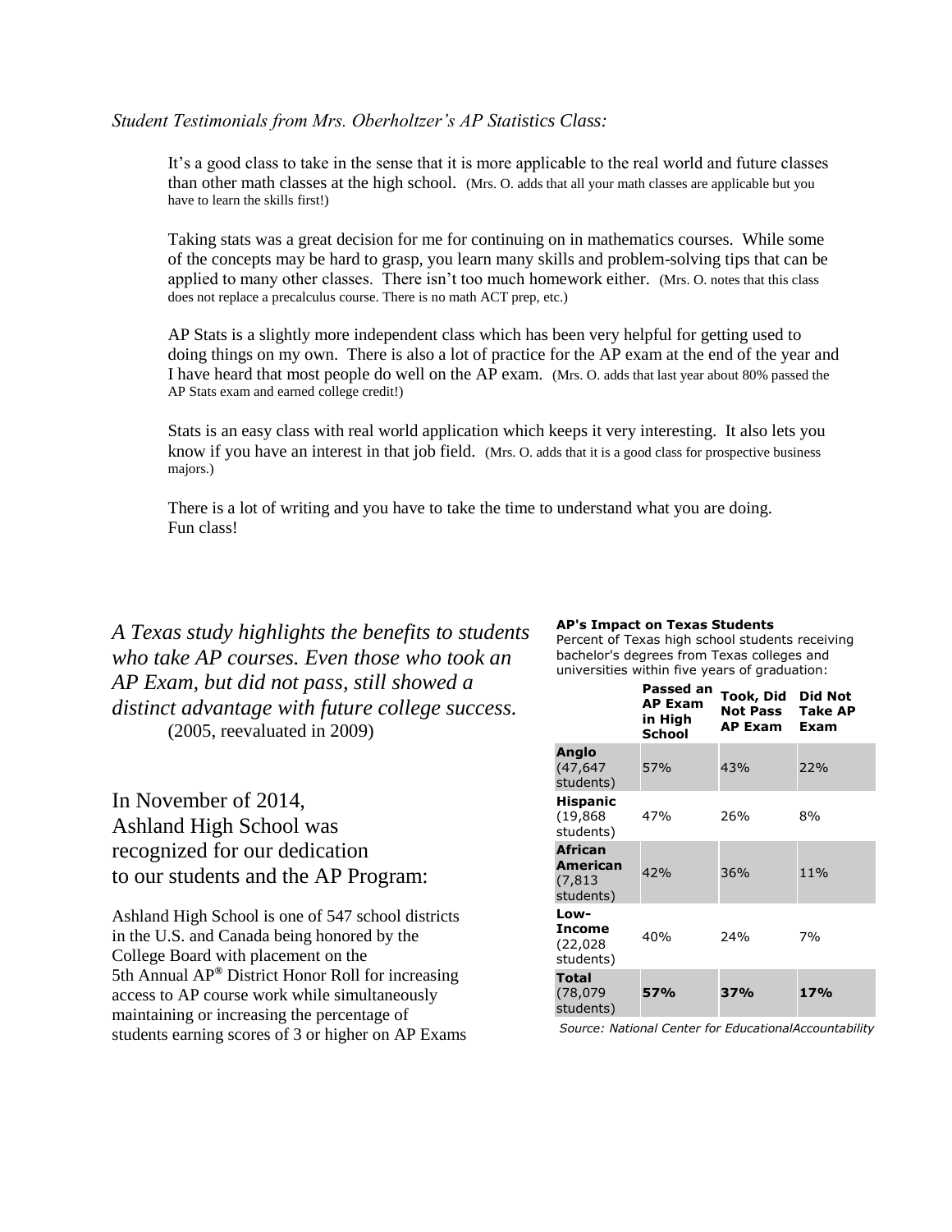*Student Testimonials from Mrs. Oberholtzer's AP Statistics Class:*

It's a good class to take in the sense that it is more applicable to the real world and future classes than other math classes at the high school. (Mrs. O. adds that all your math classes are applicable but you have to learn the skills first!)

Taking stats was a great decision for me for continuing on in mathematics courses. While some of the concepts may be hard to grasp, you learn many skills and problem-solving tips that can be applied to many other classes. There isn't too much homework either. (Mrs. O. notes that this class does not replace a precalculus course. There is no math ACT prep, etc.)

AP Stats is a slightly more independent class which has been very helpful for getting used to doing things on my own. There is also a lot of practice for the AP exam at the end of the year and I have heard that most people do well on the AP exam. (Mrs. O. adds that last year about 80% passed the AP Stats exam and earned college credit!)

Stats is an easy class with real world application which keeps it very interesting. It also lets you know if you have an interest in that job field. (Mrs. O. adds that it is a good class for prospective business majors.)

There is a lot of writing and you have to take the time to understand what you are doing.
Fun class!

*A Texas study highlights the benefits to students who take AP courses. Even those who took an AP Exam, but did not pass, still showed a distinct advantage with future college success.*
(2005, reevaluated in 2009)

In November of 2014, Ashland High School was recognized for our dedication to our students and the AP Program:

Ashland High School is one of 547 school districts in the U.S. and Canada being honored by the College Board with placement on the 5th Annual AP® District Honor Roll for increasing access to AP course work while simultaneously maintaining or increasing the percentage of students earning scores of 3 or higher on AP Exams

**AP's Impact on Texas Students**

Percent of Texas high school students receiving bachelor's degrees from Texas colleges and universities within five years of graduation:

| | Passed an AP Exam in High School | Took, Did Not Pass AP Exam | Did Not Take AP Exam |
|---|---|---|---|
| **Anglo** (47,647 students) | 57% | 43% | 22% |
| **Hispanic** (19,868 students) | 47% | 26% | 8% |
| **African American** (7,813 students) | 42% | 36% | 11% |
| **Low-Income** (22,028 students) | 40% | 24% | 7% |
| **Total** (78,079 students) | **57%** | **37%** | **17%** |

*Source: National Center for EducationalAccountability*